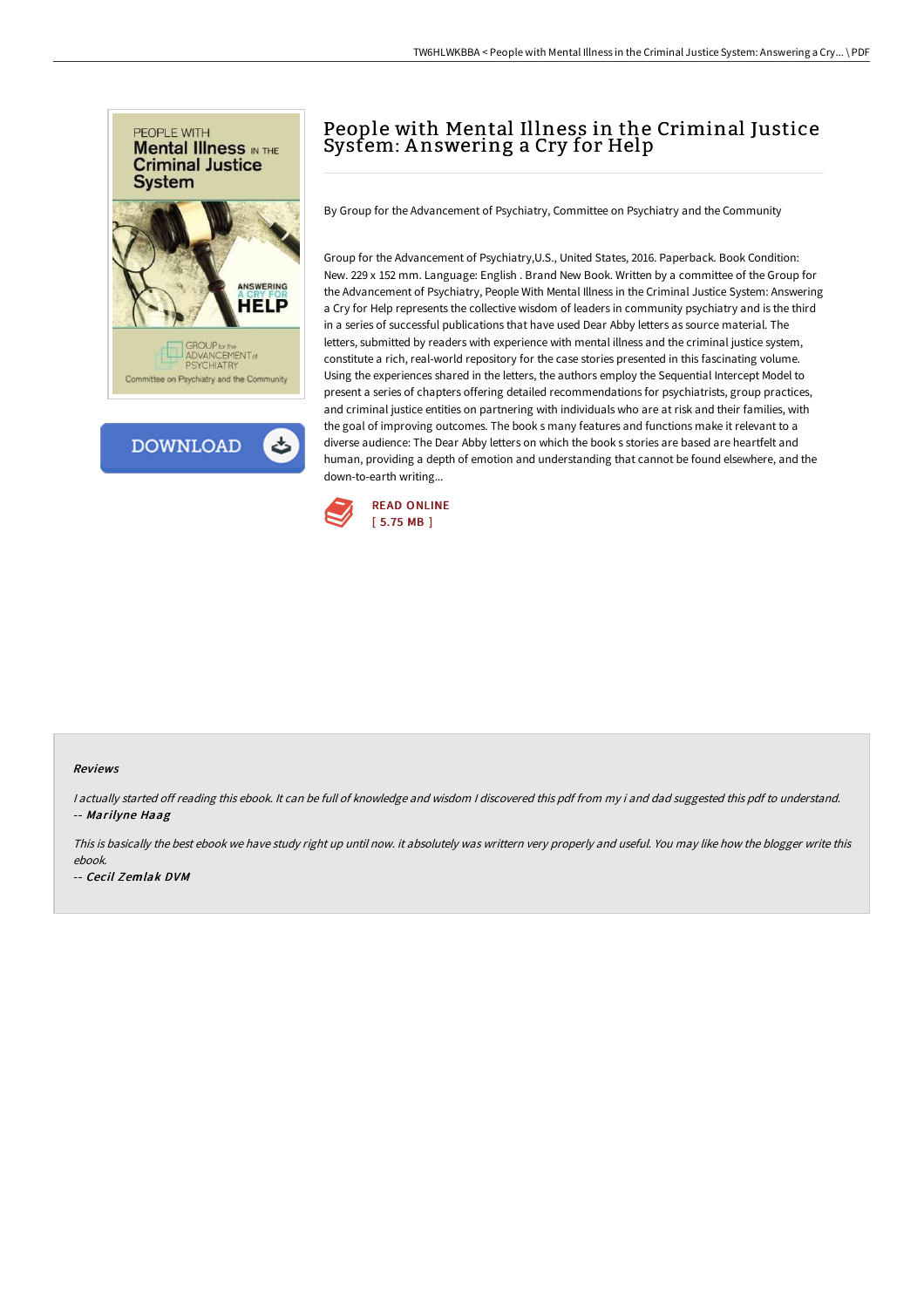# People with Mental Illness in the Criminal Justice System: Answering a Cry for Help

By Group for the Advancement of Psychiatry, Committee on Psychiatry and the Community

Group for the Advancement of Psychiatry,U.S., United States, 2016. Paperback. Book Condition: New. 229 x 152 mm. Language: English . Brand New Book. Written by a committee of the Group for the Advancement of Psychiatry, People With Mental Illness in the Criminal Justice System: Answering a Cry for Help represents the collective wisdom of leaders in community psychiatry and is the third in a series of successful publications that have used Dear Abby letters as source material. The letters, submitted by readers with experience with mental illness and the criminal justice system, constitute a rich, real-world repository for the case stories presented in this fascinating volume. Using the experiences shared in the letters, the authors employ the Sequential Intercept Model to present a series of chapters offering detailed recommendations for psychiatrists, group practices, and criminal justice entities on partnering with individuals who are at risk and their families, with the goal of improving outcomes. The book s many features and functions make it relevant to a diverse audience: The Dear Abby letters on which the book s stories are based are heartfelt and human, providing a depth of emotion and understanding that cannot be found elsewhere, and the down-to-earth writing...

READ ONLINE
[ 5.75 MB ]

### Reviews

*I actually started off reading this ebook. It can be full of knowledge and wisdom I discovered this pdf from my i and dad suggested this pdf to understand.*
-- ***Marilyne Haag***

*This is basically the best ebook we have study right up until now. it absolutely was writtern very properly and useful. You may like how the blogger write this ebook.*
-- ***Cecil Zemlak DVM***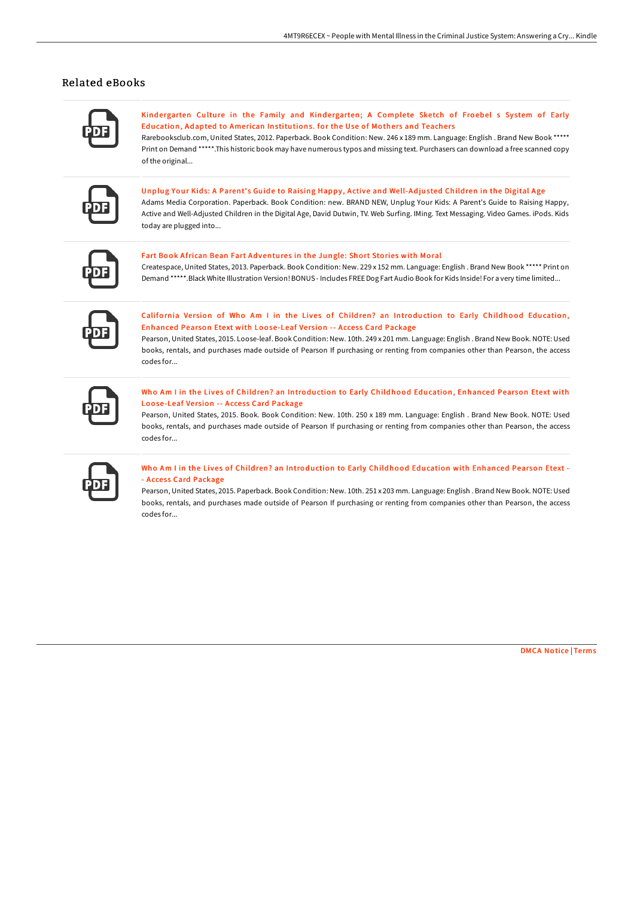## Related eBooks

**Kindergarten Culture in the Family and Kindergarten; A Complete Sketch of Froebel s System of Early Education, Adapted to American Institutions. for the Use of Mothers and Teachers**

Rarebooksclub.com, United States, 2012. Paperback. Book Condition: New. 246 x 189 mm. Language: English . Brand New Book ***** Print on Demand *****.This historic book may have numerous typos and missing text. Purchasers can download a free scanned copy of the original...

**Unplug Your Kids: A Parent's Guide to Raising Happy, Active and Well-Adjusted Children in the Digital Age**

Adams Media Corporation. Paperback. Book Condition: new. BRAND NEW, Unplug Your Kids: A Parent's Guide to Raising Happy, Active and Well-Adjusted Children in the Digital Age, David Dutwin, TV. Web Surfing. IMing. Text Messaging. Video Games. iPods. Kids today are plugged into...

**Fart Book African Bean Fart Adventures in the Jungle: Short Stories with Moral**

Createspace, United States, 2013. Paperback. Book Condition: New. 229 x 152 mm. Language: English . Brand New Book ***** Print on Demand *****.Black White Illustration Version! BONUS - Includes FREE Dog Fart Audio Book for Kids Inside! For a very time limited...

**California Version of Who Am I in the Lives of Children? an Introduction to Early Childhood Education, Enhanced Pearson Etext with Loose-Leaf Version -- Access Card Package**

Pearson, United States, 2015. Loose-leaf. Book Condition: New. 10th. 249 x 201 mm. Language: English . Brand New Book. NOTE: Used books, rentals, and purchases made outside of Pearson If purchasing or renting from companies other than Pearson, the access codes for...

**Who Am I in the Lives of Children? an Introduction to Early Childhood Education, Enhanced Pearson Etext with Loose-Leaf Version -- Access Card Package**

Pearson, United States, 2015. Book. Book Condition: New. 10th. 250 x 189 mm. Language: English . Brand New Book. NOTE: Used books, rentals, and purchases made outside of Pearson If purchasing or renting from companies other than Pearson, the access codes for...

**Who Am I in the Lives of Children? an Introduction to Early Childhood Education with Enhanced Pearson Etext -- Access Card Package**

Pearson, United States, 2015. Paperback. Book Condition: New. 10th. 251 x 203 mm. Language: English . Brand New Book. NOTE: Used books, rentals, and purchases made outside of Pearson If purchasing or renting from companies other than Pearson, the access codes for...

DMCA Notice | Terms